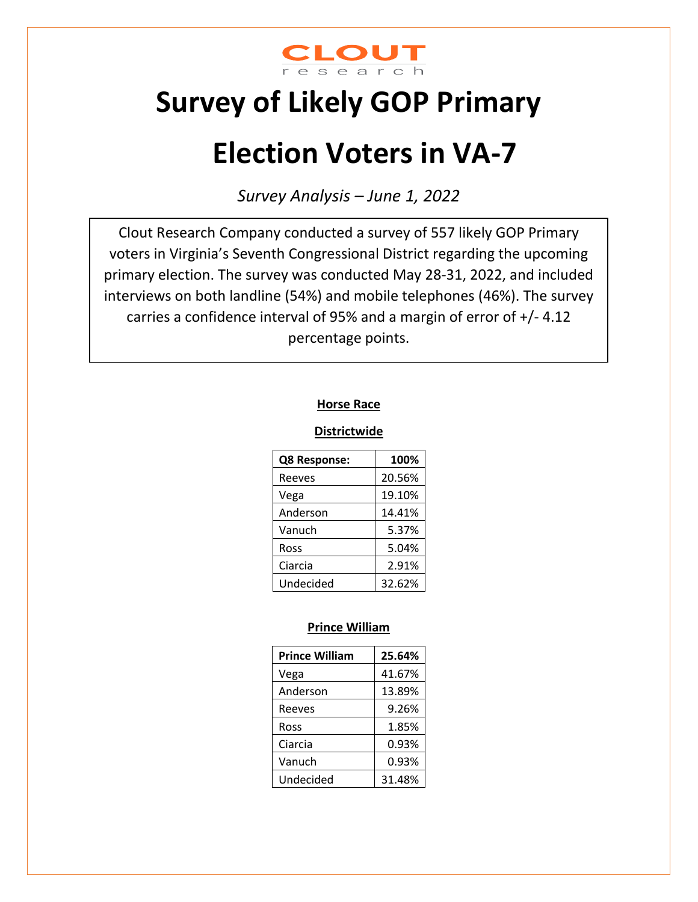CLOUT research

# Survey of Likely GOP Primary Election Voters in VA-7

*Survey Analysis – June 1, 2022*

Clout Research Company conducted a survey of 557 likely GOP Primary voters in Virginia's Seventh Congressional District regarding the upcoming primary election. The survey was conducted May 28-31, 2022, and included interviews on both landline (54%) and mobile telephones (46%). The survey carries a confidence interval of 95% and a margin of error of +/- 4.12 percentage points.

**Horse Race**

**Districtwide**

| Q8 Response: | 100% |
|---|---|
| Reeves | 20.56% |
| Vega | 19.10% |
| Anderson | 14.41% |
| Vanuch | 5.37% |
| Ross | 5.04% |
| Ciarcia | 2.91% |
| Undecided | 32.62% |

**Prince William**

| Prince William | 25.64% |
|---|---|
| Vega | 41.67% |
| Anderson | 13.89% |
| Reeves | 9.26% |
| Ross | 1.85% |
| Ciarcia | 0.93% |
| Vanuch | 0.93% |
| Undecided | 31.48% |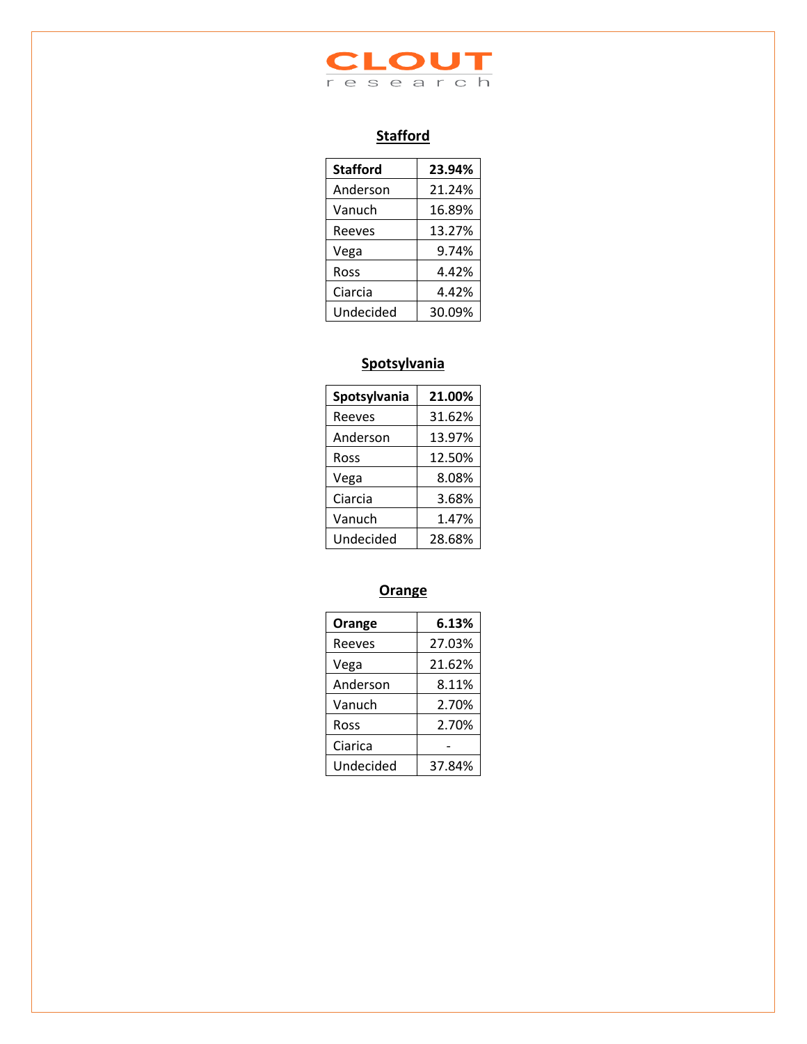CLOUT research

## Stafford

| Stafford | 23.94% |
|---|---|
| Anderson | 21.24% |
| Vanuch | 16.89% |
| Reeves | 13.27% |
| Vega | 9.74% |
| Ross | 4.42% |
| Ciarcia | 4.42% |
| Undecided | 30.09% |

## Spotsylvania

| Spotsylvania | 21.00% |
|---|---|
| Reeves | 31.62% |
| Anderson | 13.97% |
| Ross | 12.50% |
| Vega | 8.08% |
| Ciarcia | 3.68% |
| Vanuch | 1.47% |
| Undecided | 28.68% |

## Orange

| Orange | 6.13% |
|---|---|
| Reeves | 27.03% |
| Vega | 21.62% |
| Anderson | 8.11% |
| Vanuch | 2.70% |
| Ross | 2.70% |
| Ciarica | - |
| Undecided | 37.84% |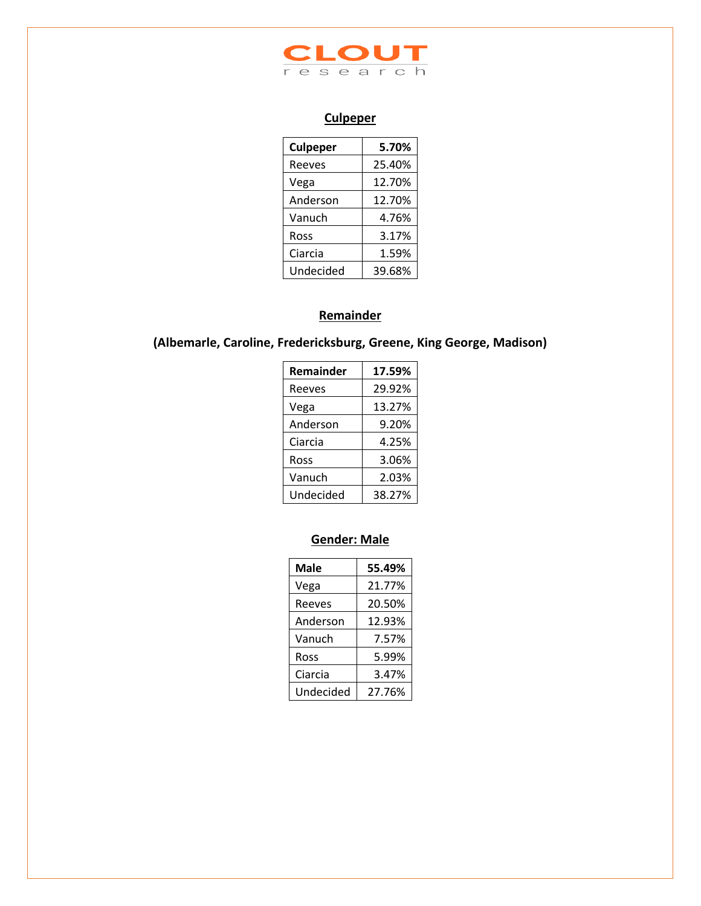## Culpeper

| Culpeper | 5.70% |
|---|---|
| Reeves | 25.40% |
| Vega | 12.70% |
| Anderson | 12.70% |
| Vanuch | 4.76% |
| Ross | 3.17% |
| Ciarcia | 1.59% |
| Undecided | 39.68% |

## Remainder

**(Albemarle, Caroline, Fredericksburg, Greene, King George, Madison)**

| Remainder | 17.59% |
|---|---|
| Reeves | 29.92% |
| Vega | 13.27% |
| Anderson | 9.20% |
| Ciarcia | 4.25% |
| Ross | 3.06% |
| Vanuch | 2.03% |
| Undecided | 38.27% |

## Gender: Male

| Male | 55.49% |
|---|---|
| Vega | 21.77% |
| Reeves | 20.50% |
| Anderson | 12.93% |
| Vanuch | 7.57% |
| Ross | 5.99% |
| Ciarcia | 3.47% |
| Undecided | 27.76% |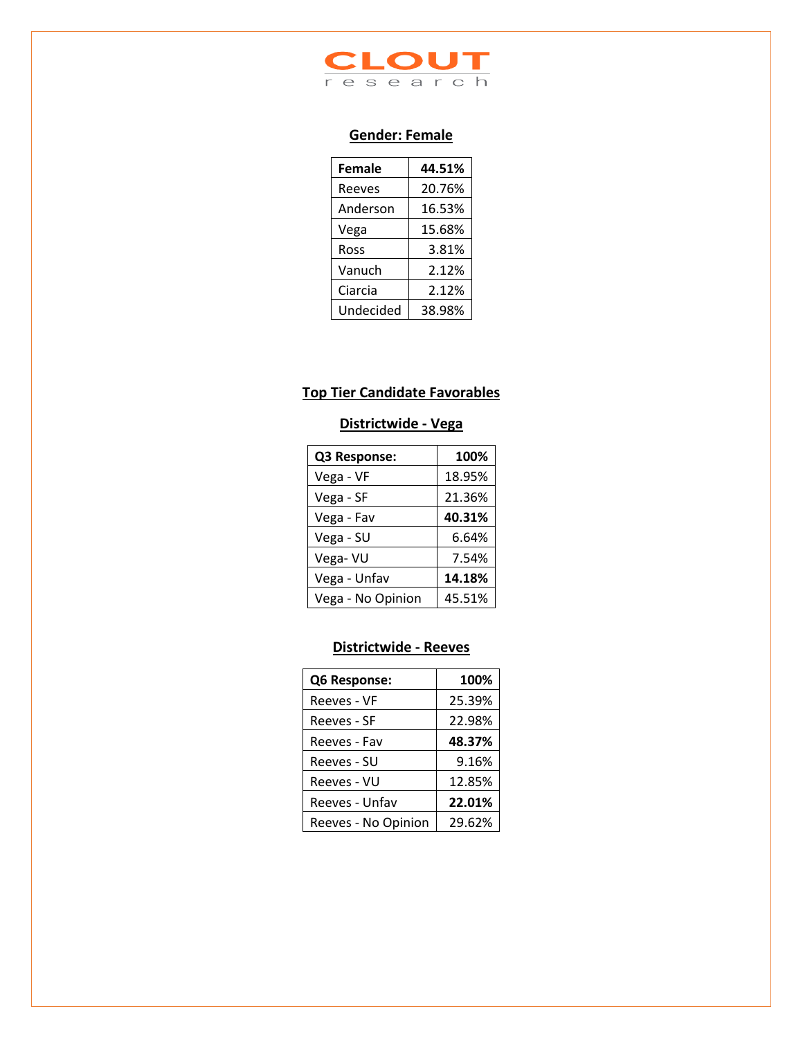## Gender: Female

| Female | 44.51% |
|---|---|
| Reeves | 20.76% |
| Anderson | 16.53% |
| Vega | 15.68% |
| Ross | 3.81% |
| Vanuch | 2.12% |
| Ciarcia | 2.12% |
| Undecided | 38.98% |

## Top Tier Candidate Favorables

### Districtwide - Vega

| Q3 Response: | 100% |
|---|---|
| Vega - VF | 18.95% |
| Vega - SF | 21.36% |
| Vega - Fav | **40.31%** |
| Vega - SU | 6.64% |
| Vega- VU | 7.54% |
| Vega - Unfav | **14.18%** |
| Vega - No Opinion | 45.51% |

### Districtwide - Reeves

| Q6 Response: | 100% |
|---|---|
| Reeves - VF | 25.39% |
| Reeves - SF | 22.98% |
| Reeves - Fav | **48.37%** |
| Reeves - SU | 9.16% |
| Reeves - VU | 12.85% |
| Reeves - Unfav | **22.01%** |
| Reeves - No Opinion | 29.62% |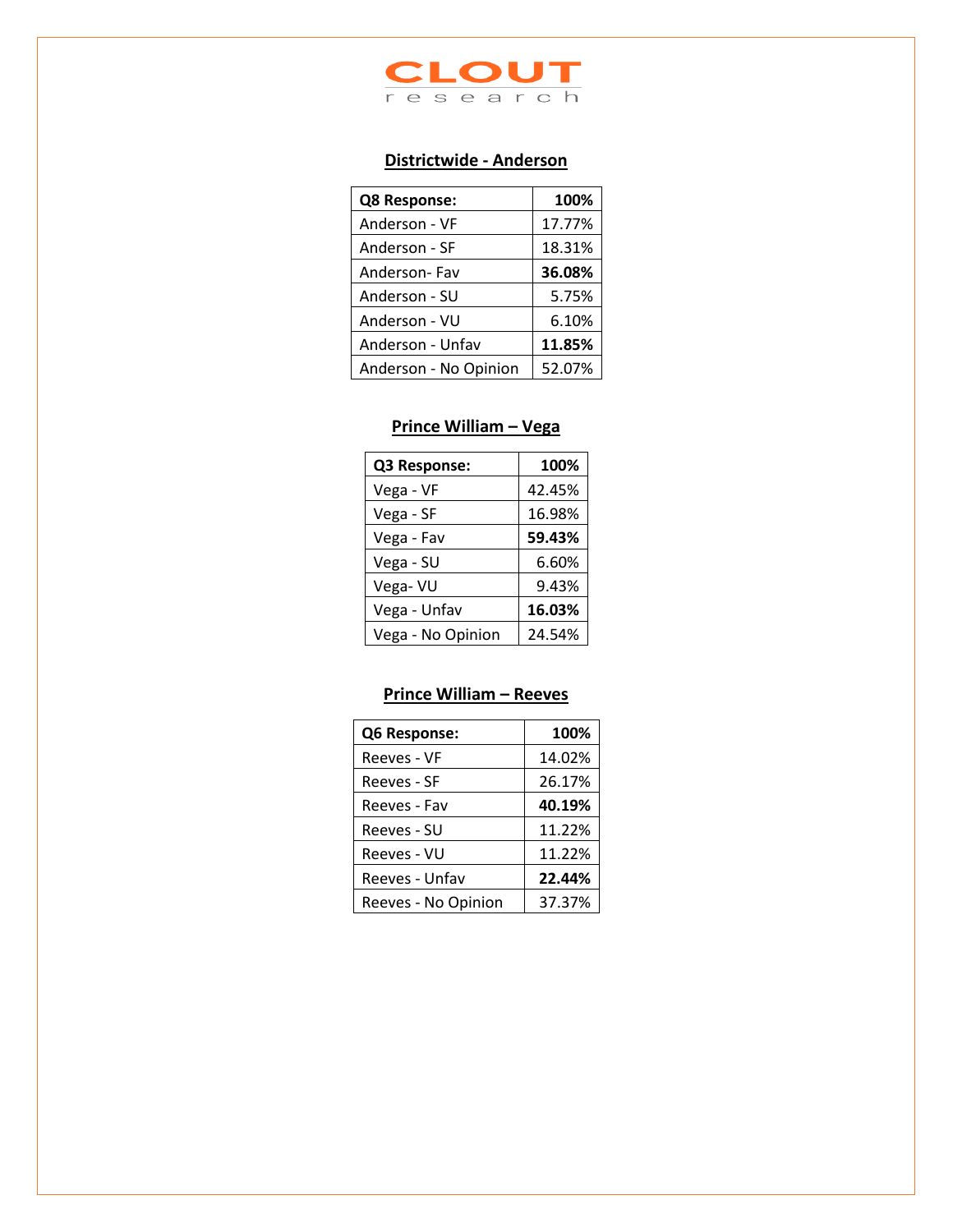CLOUT research

## Districtwide - Anderson

| Q8 Response: | 100% |
|---|---|
| Anderson - VF | 17.77% |
| Anderson - SF | 18.31% |
| Anderson- Fav | **36.08%** |
| Anderson - SU | 5.75% |
| Anderson - VU | 6.10% |
| Anderson - Unfav | **11.85%** |
| Anderson - No Opinion | 52.07% |

## Prince William – Vega

| Q3 Response: | 100% |
|---|---|
| Vega - VF | 42.45% |
| Vega - SF | 16.98% |
| Vega - Fav | **59.43%** |
| Vega - SU | 6.60% |
| Vega- VU | 9.43% |
| Vega - Unfav | **16.03%** |
| Vega - No Opinion | 24.54% |

## Prince William – Reeves

| Q6 Response: | 100% |
|---|---|
| Reeves - VF | 14.02% |
| Reeves - SF | 26.17% |
| Reeves - Fav | **40.19%** |
| Reeves - SU | 11.22% |
| Reeves - VU | 11.22% |
| Reeves - Unfav | **22.44%** |
| Reeves - No Opinion | 37.37% |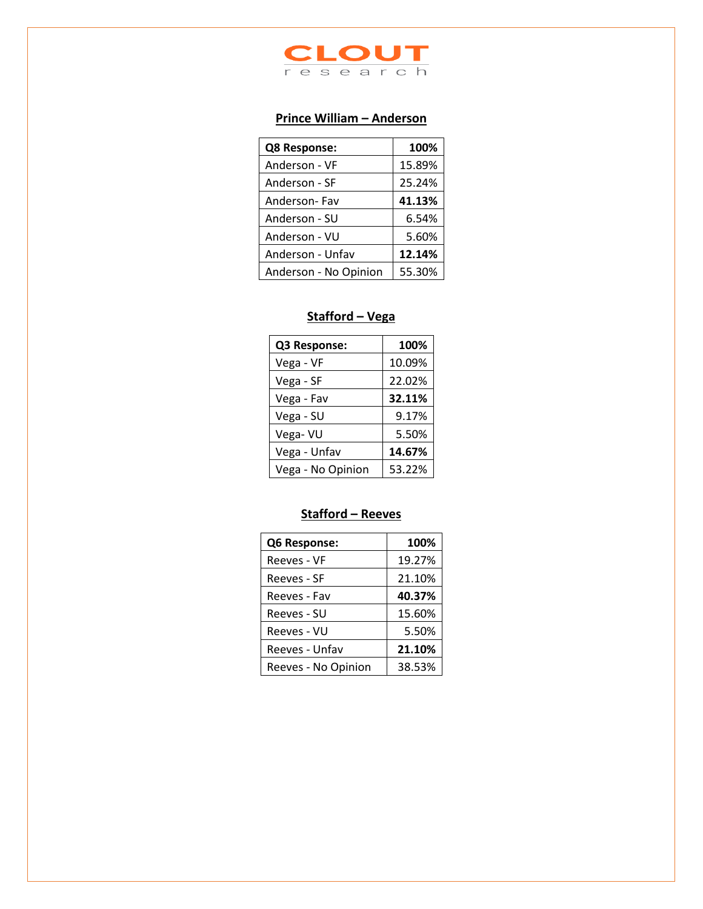CLOUT research

## Prince William – Anderson

| **Q8 Response:** | **100%** |
|---|---|
| Anderson - VF | 15.89% |
| Anderson - SF | 25.24% |
| Anderson- Fav | **41.13%** |
| Anderson - SU | 6.54% |
| Anderson - VU | 5.60% |
| Anderson - Unfav | **12.14%** |
| Anderson - No Opinion | 55.30% |

## Stafford – Vega

| **Q3 Response:** | **100%** |
|---|---|
| Vega - VF | 10.09% |
| Vega - SF | 22.02% |
| Vega - Fav | **32.11%** |
| Vega - SU | 9.17% |
| Vega- VU | 5.50% |
| Vega - Unfav | **14.67%** |
| Vega - No Opinion | 53.22% |

## Stafford – Reeves

| **Q6 Response:** | **100%** |
|---|---|
| Reeves - VF | 19.27% |
| Reeves - SF | 21.10% |
| Reeves - Fav | **40.37%** |
| Reeves - SU | 15.60% |
| Reeves - VU | 5.50% |
| Reeves - Unfav | **21.10%** |
| Reeves - No Opinion | 38.53% |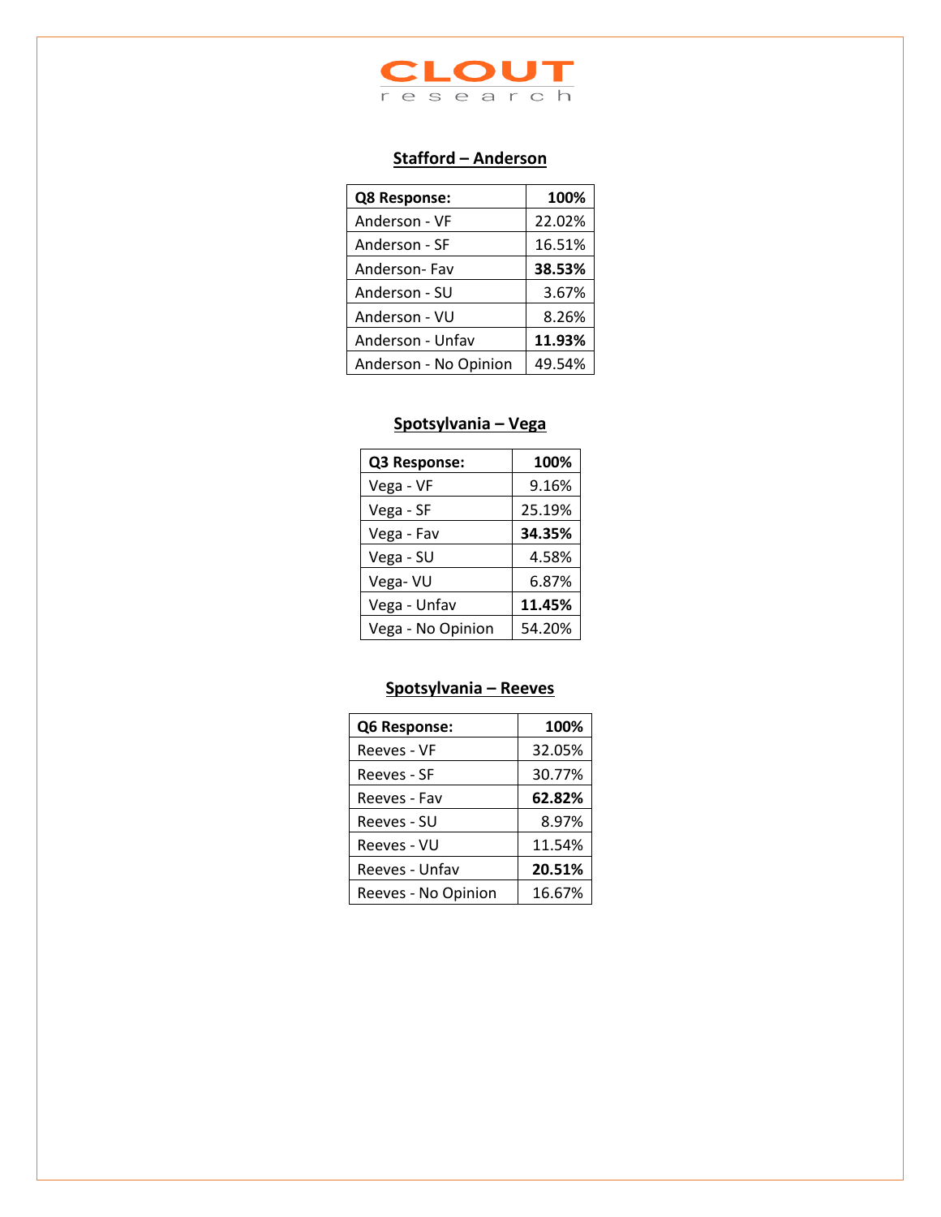**Stafford – Anderson**

| Q8 Response: | 100% |
|---|---|
| Anderson - VF | 22.02% |
| Anderson - SF | 16.51% |
| Anderson- Fav | **38.53%** |
| Anderson - SU | 3.67% |
| Anderson - VU | 8.26% |
| Anderson - Unfav | **11.93%** |
| Anderson - No Opinion | 49.54% |

**Spotsylvania – Vega**

| Q3 Response: | 100% |
|---|---|
| Vega - VF | 9.16% |
| Vega - SF | 25.19% |
| Vega - Fav | **34.35%** |
| Vega - SU | 4.58% |
| Vega- VU | 6.87% |
| Vega - Unfav | **11.45%** |
| Vega - No Opinion | 54.20% |

**Spotsylvania – Reeves**

| Q6 Response: | 100% |
|---|---|
| Reeves - VF | 32.05% |
| Reeves - SF | 30.77% |
| Reeves - Fav | **62.82%** |
| Reeves - SU | 8.97% |
| Reeves - VU | 11.54% |
| Reeves - Unfav | **20.51%** |
| Reeves - No Opinion | 16.67% |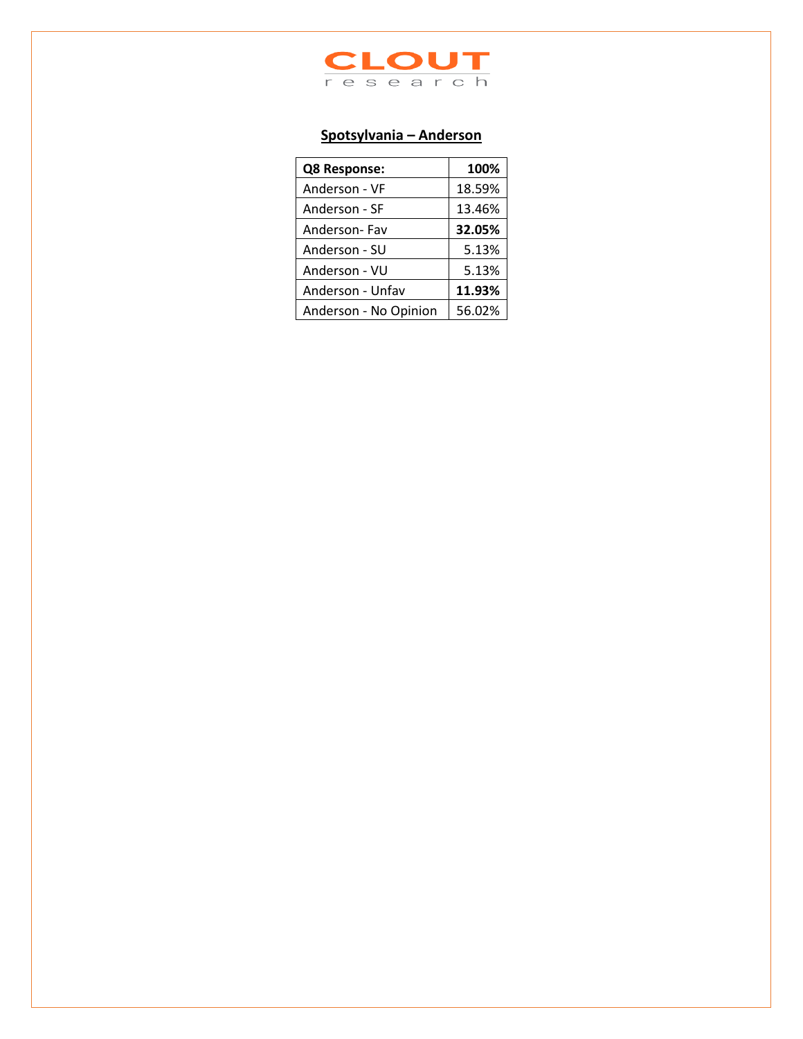## Spotsylvania – Anderson

| **Q8 Response:** | **100%** |
|---|---|
| Anderson - VF | 18.59% |
| Anderson - SF | 13.46% |
| Anderson- Fav | **32.05%** |
| Anderson - SU | 5.13% |
| Anderson - VU | 5.13% |
| Anderson - Unfav | **11.93%** |
| Anderson - No Opinion | 56.02% |